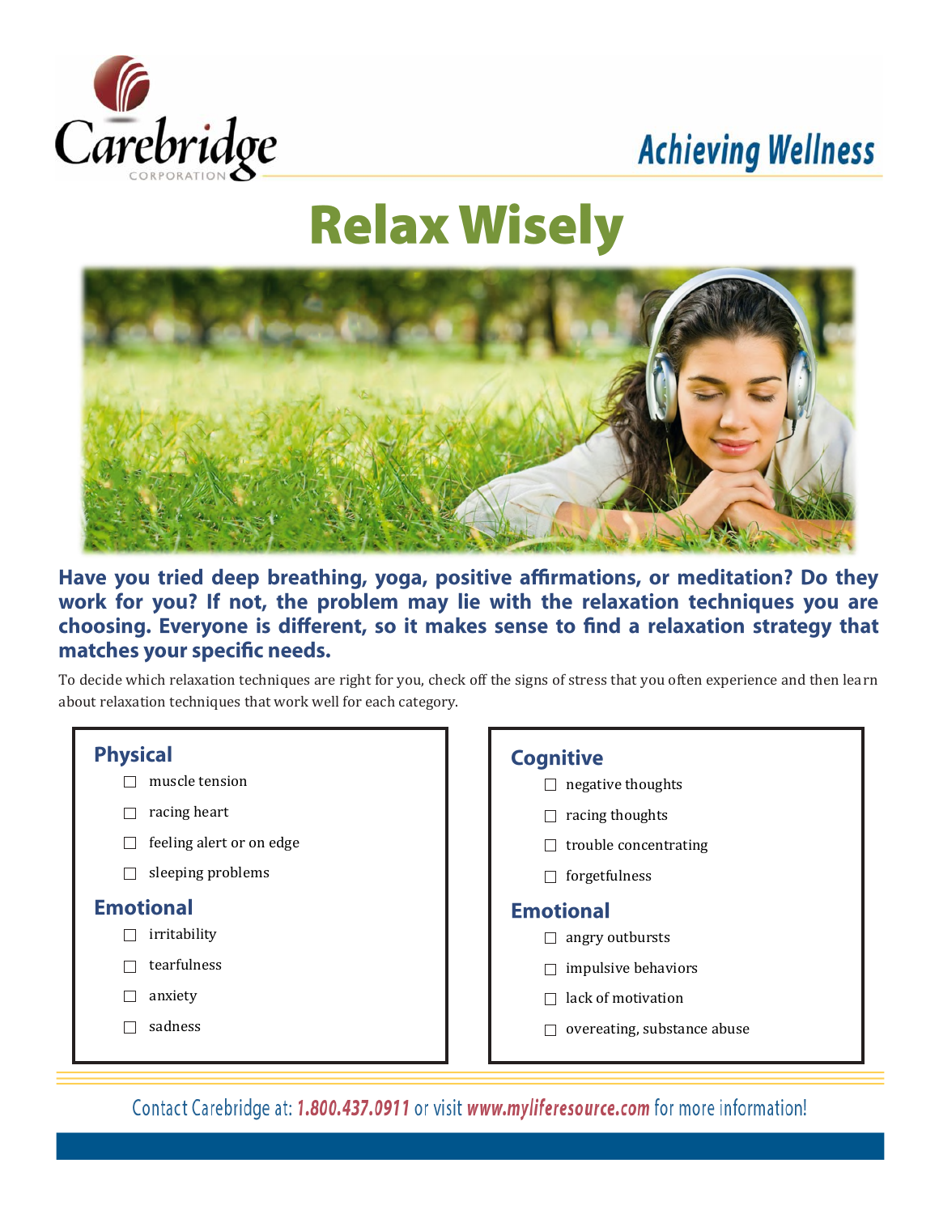Carebridge CORPORATION

Achieving Wellness

# Relax Wisely

**Have you tried deep breathing, yoga, positive affirmations, or meditation? Do they work for you? If not, the problem may lie with the relaxation techniques you are choosing. Everyone is different, so it makes sense to find a relaxation strategy that matches your specific needs.**

To decide which relaxation techniques are right for you, check off the signs of stress that you often experience and then learn about relaxation techniques that work well for each category.

## Physical

- ☐ muscle tension
- ☐ racing heart
- ☐ feeling alert or on edge
- ☐ sleeping problems

## Emotional

- ☐ irritability
- ☐ tearfulness
- ☐ anxiety
- ☐ sadness

## Cognitive

- ☐ negative thoughts
- ☐ racing thoughts
- ☐ trouble concentrating
- ☐ forgetfulness

## Emotional

- ☐ angry outbursts
- ☐ impulsive behaviors
- ☐ lack of motivation
- ☐ overeating, substance abuse

Contact Carebridge at: **1.800.437.0911** or visit **www.myliferesource.com** for more information!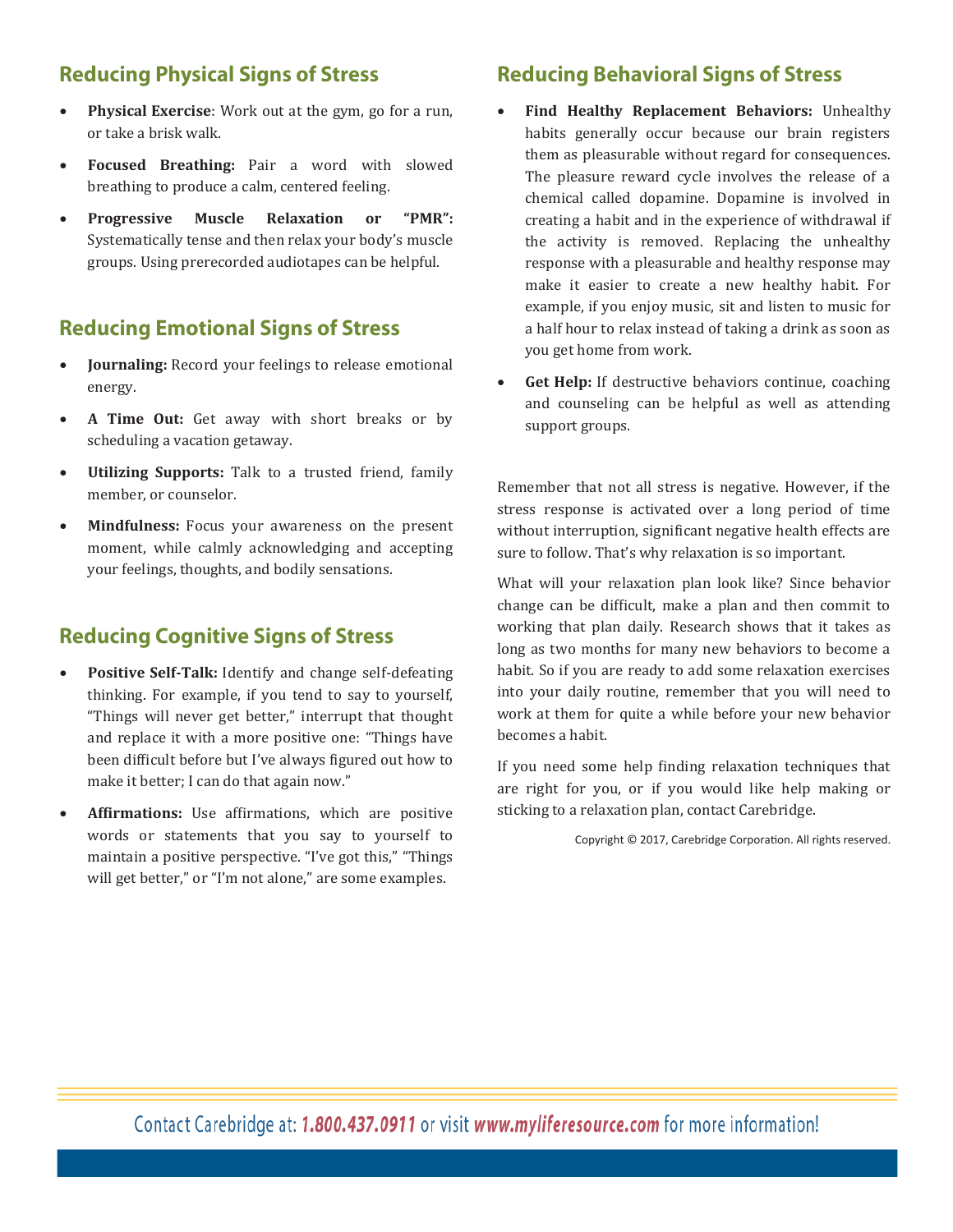## Reducing Physical Signs of Stress

- **Physical Exercise**: Work out at the gym, go for a run, or take a brisk walk.
- **Focused Breathing:** Pair a word with slowed breathing to produce a calm, centered feeling.
- **Progressive Muscle Relaxation or "PMR":** Systematically tense and then relax your body's muscle groups. Using prerecorded audiotapes can be helpful.

## Reducing Emotional Signs of Stress

- **Journaling:** Record your feelings to release emotional energy.
- **A Time Out:** Get away with short breaks or by scheduling a vacation getaway.
- **Utilizing Supports:** Talk to a trusted friend, family member, or counselor.
- **Mindfulness:** Focus your awareness on the present moment, while calmly acknowledging and accepting your feelings, thoughts, and bodily sensations.

## Reducing Cognitive Signs of Stress

- **Positive Self-Talk:** Identify and change self-defeating thinking. For example, if you tend to say to yourself, "Things will never get better," interrupt that thought and replace it with a more positive one: "Things have been difficult before but I've always figured out how to make it better; I can do that again now."
- **Affirmations:** Use affirmations, which are positive words or statements that you say to yourself to maintain a positive perspective. "I've got this," "Things will get better," or "I'm not alone," are some examples.

## Reducing Behavioral Signs of Stress

- **Find Healthy Replacement Behaviors:** Unhealthy habits generally occur because our brain registers them as pleasurable without regard for consequences. The pleasure reward cycle involves the release of a chemical called dopamine. Dopamine is involved in creating a habit and in the experience of withdrawal if the activity is removed. Replacing the unhealthy response with a pleasurable and healthy response may make it easier to create a new healthy habit. For example, if you enjoy music, sit and listen to music for a half hour to relax instead of taking a drink as soon as you get home from work.
- **Get Help:** If destructive behaviors continue, coaching and counseling can be helpful as well as attending support groups.

Remember that not all stress is negative. However, if the stress response is activated over a long period of time without interruption, significant negative health effects are sure to follow. That's why relaxation is so important.

What will your relaxation plan look like? Since behavior change can be difficult, make a plan and then commit to working that plan daily. Research shows that it takes as long as two months for many new behaviors to become a habit. So if you are ready to add some relaxation exercises into your daily routine, remember that you will need to work at them for quite a while before your new behavior becomes a habit.

If you need some help finding relaxation techniques that are right for you, or if you would like help making or sticking to a relaxation plan, contact Carebridge.

Copyright © 2017, Carebridge Corporation. All rights reserved.

Contact Carebridge at: ***1.800.437.0911*** or visit ***www.myliferesource.com*** for more information!